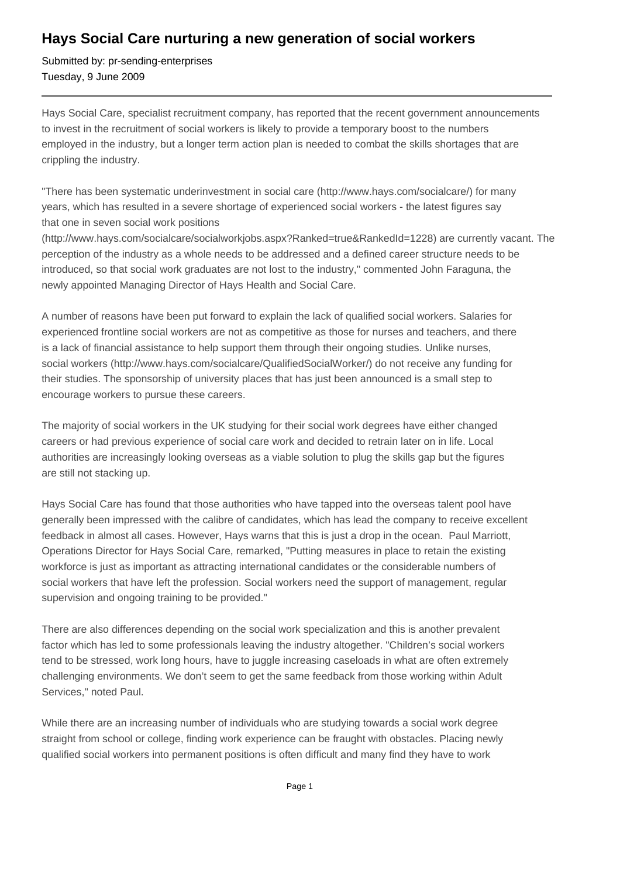# Hays Social Care nurturing a new generation of social workers

Submitted by: pr-sending-enterprises
Tuesday, 9 June 2009

---

Hays Social Care, specialist recruitment company, has reported that the recent government announcements to invest in the recruitment of social workers is likely to provide a temporary boost to the numbers employed in the industry, but a longer term action plan is needed to combat the skills shortages that are crippling the industry.

"There has been systematic underinvestment in social care (http://www.hays.com/socialcare/) for many years, which has resulted in a severe shortage of experienced social workers - the latest figures say that one in seven social work positions (http://www.hays.com/socialcare/socialworkjobs.aspx?Ranked=true&RankedId=1228) are currently vacant. The perception of the industry as a whole needs to be addressed and a defined career structure needs to be introduced, so that social work graduates are not lost to the industry," commented John Faraguna, the newly appointed Managing Director of Hays Health and Social Care.

A number of reasons have been put forward to explain the lack of qualified social workers. Salaries for experienced frontline social workers are not as competitive as those for nurses and teachers, and there is a lack of financial assistance to help support them through their ongoing studies. Unlike nurses, social workers (http://www.hays.com/socialcare/QualifiedSocialWorker/) do not receive any funding for their studies. The sponsorship of university places that has just been announced is a small step to encourage workers to pursue these careers.

The majority of social workers in the UK studying for their social work degrees have either changed careers or had previous experience of social care work and decided to retrain later on in life. Local authorities are increasingly looking overseas as a viable solution to plug the skills gap but the figures are still not stacking up.

Hays Social Care has found that those authorities who have tapped into the overseas talent pool have generally been impressed with the calibre of candidates, which has lead the company to receive excellent feedback in almost all cases. However, Hays warns that this is just a drop in the ocean. Paul Marriott, Operations Director for Hays Social Care, remarked, "Putting measures in place to retain the existing workforce is just as important as attracting international candidates or the considerable numbers of social workers that have left the profession. Social workers need the support of management, regular supervision and ongoing training to be provided."

There are also differences depending on the social work specialization and this is another prevalent factor which has led to some professionals leaving the industry altogether. "Children's social workers tend to be stressed, work long hours, have to juggle increasing caseloads in what are often extremely challenging environments. We don't seem to get the same feedback from those working within Adult Services," noted Paul.

While there are an increasing number of individuals who are studying towards a social work degree straight from school or college, finding work experience can be fraught with obstacles. Placing newly qualified social workers into permanent positions is often difficult and many find they have to work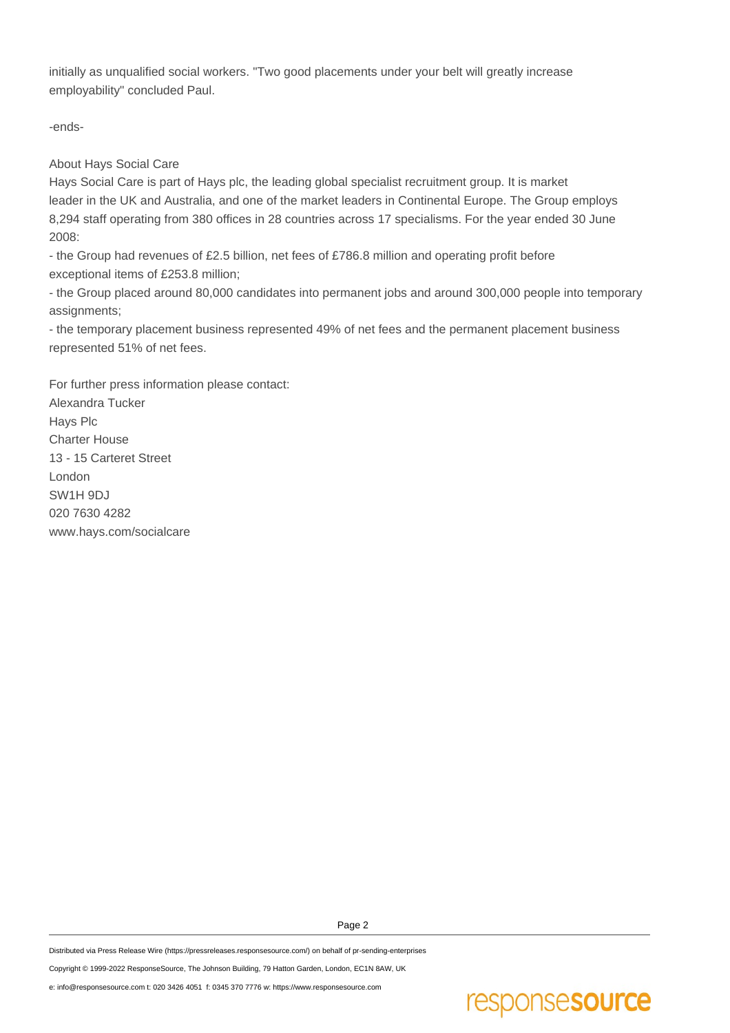initially as unqualified social workers. "Two good placements under your belt will greatly increase employability" concluded Paul.

-ends-

About Hays Social Care

Hays Social Care is part of Hays plc, the leading global specialist recruitment group. It is market leader in the UK and Australia, and one of the market leaders in Continental Europe. The Group employs 8,294 staff operating from 380 offices in 28 countries across 17 specialisms. For the year ended 30 June 2008:

- the Group had revenues of £2.5 billion, net fees of £786.8 million and operating profit before exceptional items of £253.8 million;
- the Group placed around 80,000 candidates into permanent jobs and around 300,000 people into temporary assignments;
- the temporary placement business represented 49% of net fees and the permanent placement business represented 51% of net fees.

For further press information please contact:
Alexandra Tucker
Hays Plc
Charter House
13 - 15 Carteret Street
London
SW1H 9DJ
020 7630 4282
www.hays.com/socialcare